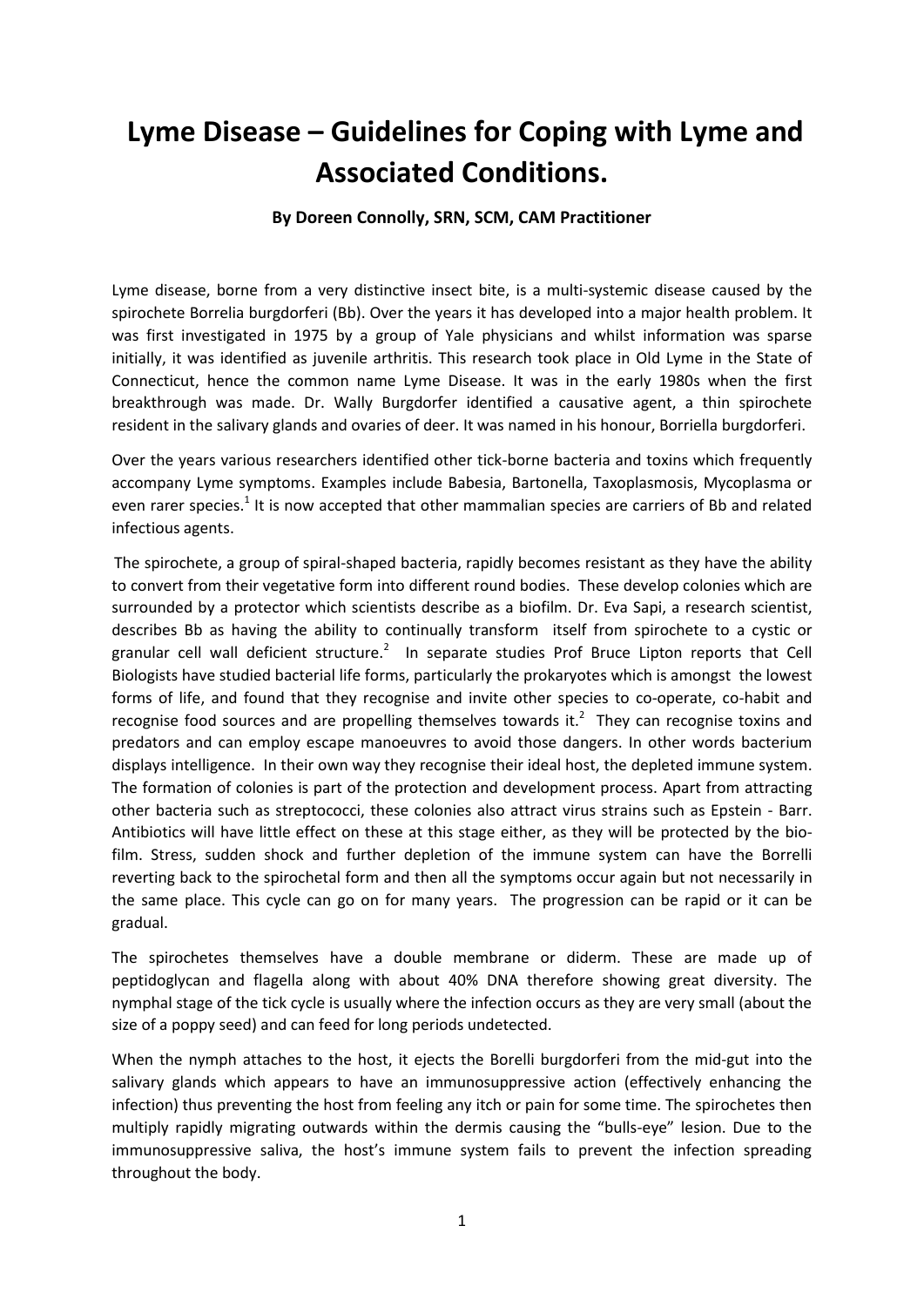# Lyme Disease – Guidelines for Coping with Lyme and Associated Conditions.

**By Doreen Connolly, SRN, SCM, CAM Practitioner**

Lyme disease, borne from a very distinctive insect bite, is a multi-systemic disease caused by the spirochete Borrelia burgdorferi (Bb). Over the years it has developed into a major health problem. It was first investigated in 1975 by a group of Yale physicians and whilst information was sparse initially, it was identified as juvenile arthritis. This research took place in Old Lyme in the State of Connecticut, hence the common name Lyme Disease. It was in the early 1980s when the first breakthrough was made. Dr. Wally Burgdorfer identified a causative agent, a thin spirochete resident in the salivary glands and ovaries of deer. It was named in his honour, Borriella burgdorferi.

Over the years various researchers identified other tick-borne bacteria and toxins which frequently accompany Lyme symptoms. Examples include Babesia, Bartonella, Taxoplasmosis, Mycoplasma or even rarer species.[1] It is now accepted that other mammalian species are carriers of Bb and related infectious agents.

The spirochete, a group of spiral-shaped bacteria, rapidly becomes resistant as they have the ability to convert from their vegetative form into different round bodies. These develop colonies which are surrounded by a protector which scientists describe as a biofilm. Dr. Eva Sapi, a research scientist, describes Bb as having the ability to continually transform itself from spirochete to a cystic or granular cell wall deficient structure.[2] In separate studies Prof Bruce Lipton reports that Cell Biologists have studied bacterial life forms, particularly the prokaryotes which is amongst the lowest forms of life, and found that they recognise and invite other species to co-operate, co-habit and recognise food sources and are propelling themselves towards it.[2] They can recognise toxins and predators and can employ escape manoeuvres to avoid those dangers. In other words bacterium displays intelligence. In their own way they recognise their ideal host, the depleted immune system. The formation of colonies is part of the protection and development process. Apart from attracting other bacteria such as streptococci, these colonies also attract virus strains such as Epstein - Barr. Antibiotics will have little effect on these at this stage either, as they will be protected by the bio-film. Stress, sudden shock and further depletion of the immune system can have the Borrelli reverting back to the spirochetal form and then all the symptoms occur again but not necessarily in the same place. This cycle can go on for many years. The progression can be rapid or it can be gradual.

The spirochetes themselves have a double membrane or diderm. These are made up of peptidoglycan and flagella along with about 40% DNA therefore showing great diversity. The nymphal stage of the tick cycle is usually where the infection occurs as they are very small (about the size of a poppy seed) and can feed for long periods undetected.

When the nymph attaches to the host, it ejects the Borelli burgdorferi from the mid-gut into the salivary glands which appears to have an immunosuppressive action (effectively enhancing the infection) thus preventing the host from feeling any itch or pain for some time. The spirochetes then multiply rapidly migrating outwards within the dermis causing the "bulls-eye" lesion. Due to the immunosuppressive saliva, the host's immune system fails to prevent the infection spreading throughout the body.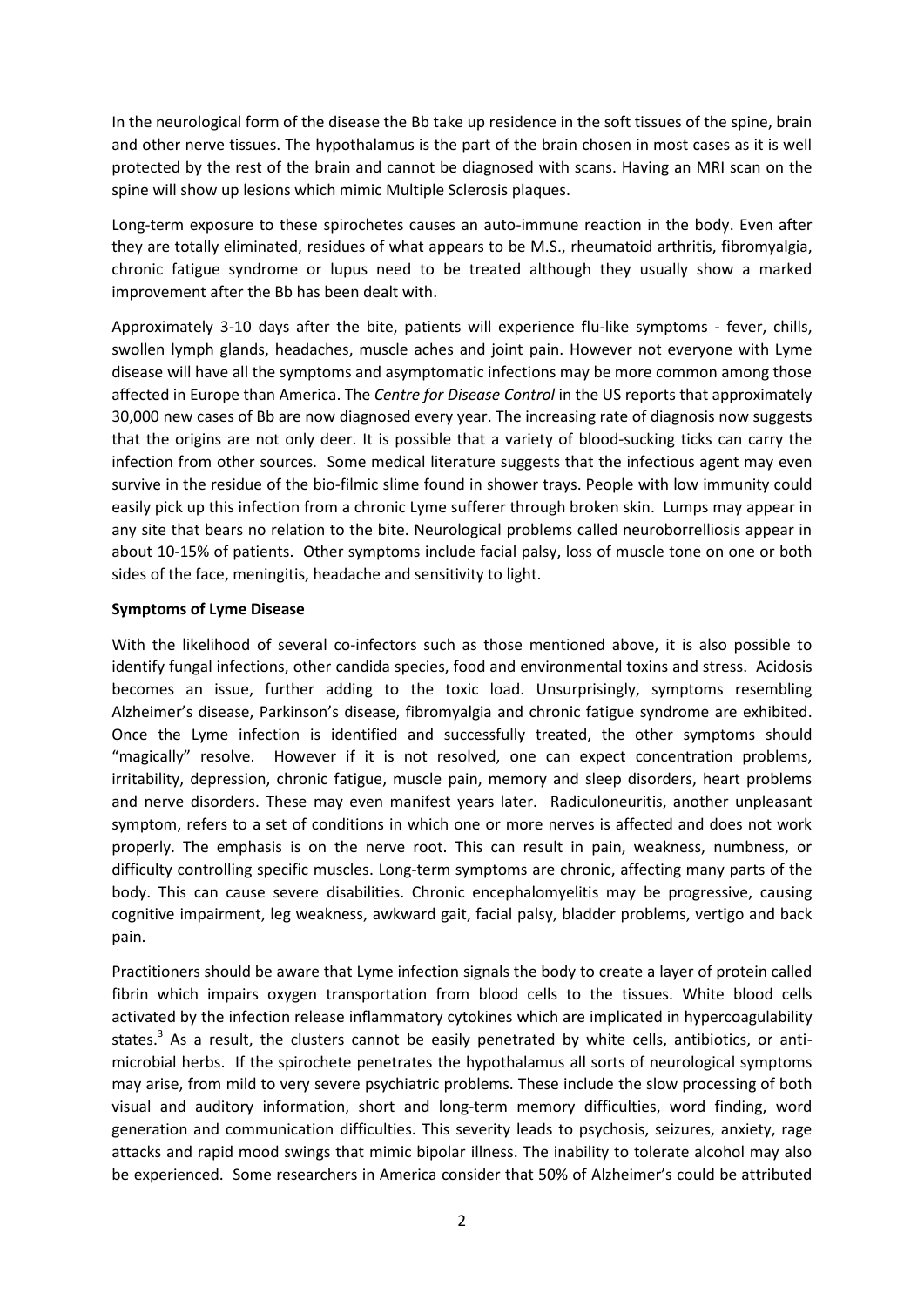In the neurological form of the disease the Bb take up residence in the soft tissues of the spine, brain and other nerve tissues. The hypothalamus is the part of the brain chosen in most cases as it is well protected by the rest of the brain and cannot be diagnosed with scans. Having an MRI scan on the spine will show up lesions which mimic Multiple Sclerosis plaques.

Long-term exposure to these spirochetes causes an auto-immune reaction in the body. Even after they are totally eliminated, residues of what appears to be M.S., rheumatoid arthritis, fibromyalgia, chronic fatigue syndrome or lupus need to be treated although they usually show a marked improvement after the Bb has been dealt with.

Approximately 3-10 days after the bite, patients will experience flu-like symptoms - fever, chills, swollen lymph glands, headaches, muscle aches and joint pain. However not everyone with Lyme disease will have all the symptoms and asymptomatic infections may be more common among those affected in Europe than America. The *Centre for Disease Control* in the US reports that approximately 30,000 new cases of Bb are now diagnosed every year. The increasing rate of diagnosis now suggests that the origins are not only deer. It is possible that a variety of blood-sucking ticks can carry the infection from other sources. Some medical literature suggests that the infectious agent may even survive in the residue of the bio-filmic slime found in shower trays. People with low immunity could easily pick up this infection from a chronic Lyme sufferer through broken skin. Lumps may appear in any site that bears no relation to the bite. Neurological problems called neuroborrelliosis appear in about 10-15% of patients. Other symptoms include facial palsy, loss of muscle tone on one or both sides of the face, meningitis, headache and sensitivity to light.

**Symptoms of Lyme Disease**

With the likelihood of several co-infectors such as those mentioned above, it is also possible to identify fungal infections, other candida species, food and environmental toxins and stress. Acidosis becomes an issue, further adding to the toxic load. Unsurprisingly, symptoms resembling Alzheimer's disease, Parkinson's disease, fibromyalgia and chronic fatigue syndrome are exhibited. Once the Lyme infection is identified and successfully treated, the other symptoms should "magically" resolve. However if it is not resolved, one can expect concentration problems, irritability, depression, chronic fatigue, muscle pain, memory and sleep disorders, heart problems and nerve disorders. These may even manifest years later. Radiculoneuritis, another unpleasant symptom, refers to a set of conditions in which one or more nerves is affected and does not work properly. The emphasis is on the nerve root. This can result in pain, weakness, numbness, or difficulty controlling specific muscles. Long-term symptoms are chronic, affecting many parts of the body. This can cause severe disabilities. Chronic encephalomyelitis may be progressive, causing cognitive impairment, leg weakness, awkward gait, facial palsy, bladder problems, vertigo and back pain.

Practitioners should be aware that Lyme infection signals the body to create a layer of protein called fibrin which impairs oxygen transportation from blood cells to the tissues. White blood cells activated by the infection release inflammatory cytokines which are implicated in hypercoagulability states.[3] As a result, the clusters cannot be easily penetrated by white cells, antibiotics, or anti-microbial herbs. If the spirochete penetrates the hypothalamus all sorts of neurological symptoms may arise, from mild to very severe psychiatric problems. These include the slow processing of both visual and auditory information, short and long-term memory difficulties, word finding, word generation and communication difficulties. This severity leads to psychosis, seizures, anxiety, rage attacks and rapid mood swings that mimic bipolar illness. The inability to tolerate alcohol may also be experienced. Some researchers in America consider that 50% of Alzheimer's could be attributed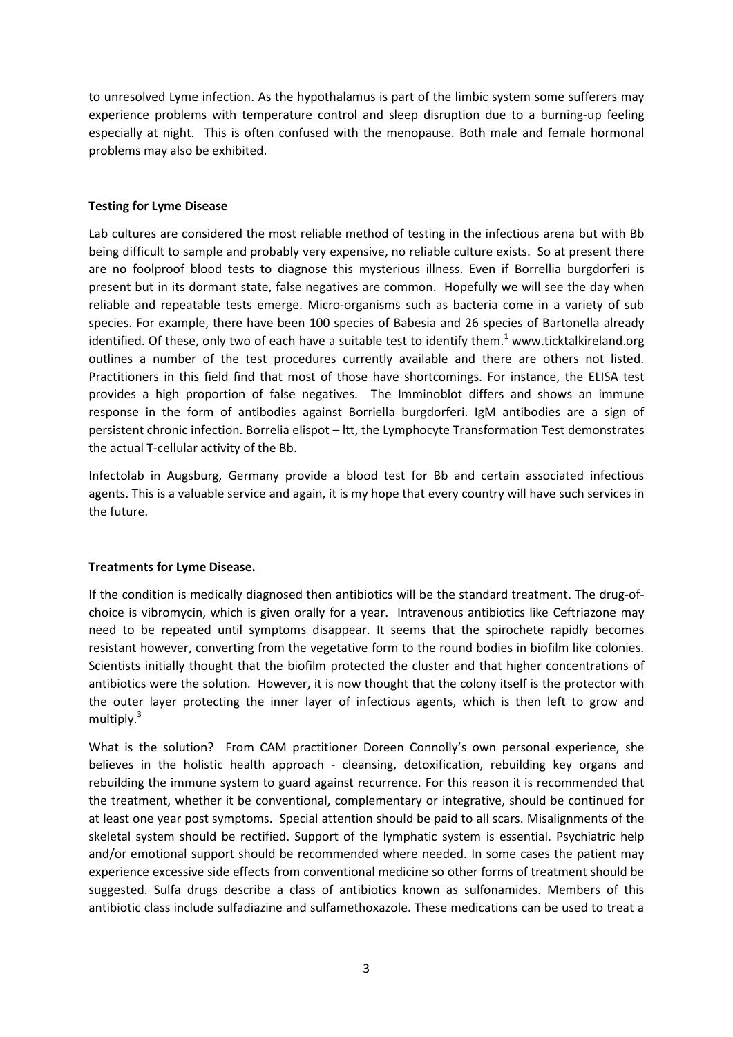to unresolved Lyme infection. As the hypothalamus is part of the limbic system some sufferers may experience problems with temperature control and sleep disruption due to a burning-up feeling especially at night. This is often confused with the menopause. Both male and female hormonal problems may also be exhibited.

**Testing for Lyme Disease**

Lab cultures are considered the most reliable method of testing in the infectious arena but with Bb being difficult to sample and probably very expensive, no reliable culture exists. So at present there are no foolproof blood tests to diagnose this mysterious illness. Even if Borrellia burgdorferi is present but in its dormant state, false negatives are common. Hopefully we will see the day when reliable and repeatable tests emerge. Micro-organisms such as bacteria come in a variety of sub species. For example, there have been 100 species of Babesia and 26 species of Bartonella already identified. Of these, only two of each have a suitable test to identify them.[1] www.ticktalkireland.org outlines a number of the test procedures currently available and there are others not listed. Practitioners in this field find that most of those have shortcomings. For instance, the ELISA test provides a high proportion of false negatives. The Imminoblot differs and shows an immune response in the form of antibodies against Borriella burgdorferi. IgM antibodies are a sign of persistent chronic infection. Borrelia elispot – ltt, the Lymphocyte Transformation Test demonstrates the actual T-cellular activity of the Bb.

Infectolab in Augsburg, Germany provide a blood test for Bb and certain associated infectious agents. This is a valuable service and again, it is my hope that every country will have such services in the future.

**Treatments for Lyme Disease.**

If the condition is medically diagnosed then antibiotics will be the standard treatment. The drug-of-choice is vibromycin, which is given orally for a year. Intravenous antibiotics like Ceftriazone may need to be repeated until symptoms disappear. It seems that the spirochete rapidly becomes resistant however, converting from the vegetative form to the round bodies in biofilm like colonies. Scientists initially thought that the biofilm protected the cluster and that higher concentrations of antibiotics were the solution. However, it is now thought that the colony itself is the protector with the outer layer protecting the inner layer of infectious agents, which is then left to grow and multiply.[3]

What is the solution? From CAM practitioner Doreen Connolly's own personal experience, she believes in the holistic health approach - cleansing, detoxification, rebuilding key organs and rebuilding the immune system to guard against recurrence. For this reason it is recommended that the treatment, whether it be conventional, complementary or integrative, should be continued for at least one year post symptoms. Special attention should be paid to all scars. Misalignments of the skeletal system should be rectified. Support of the lymphatic system is essential. Psychiatric help and/or emotional support should be recommended where needed. In some cases the patient may experience excessive side effects from conventional medicine so other forms of treatment should be suggested. Sulfa drugs describe a class of antibiotics known as sulfonamides. Members of this antibiotic class include sulfadiazine and sulfamethoxazole. These medications can be used to treat a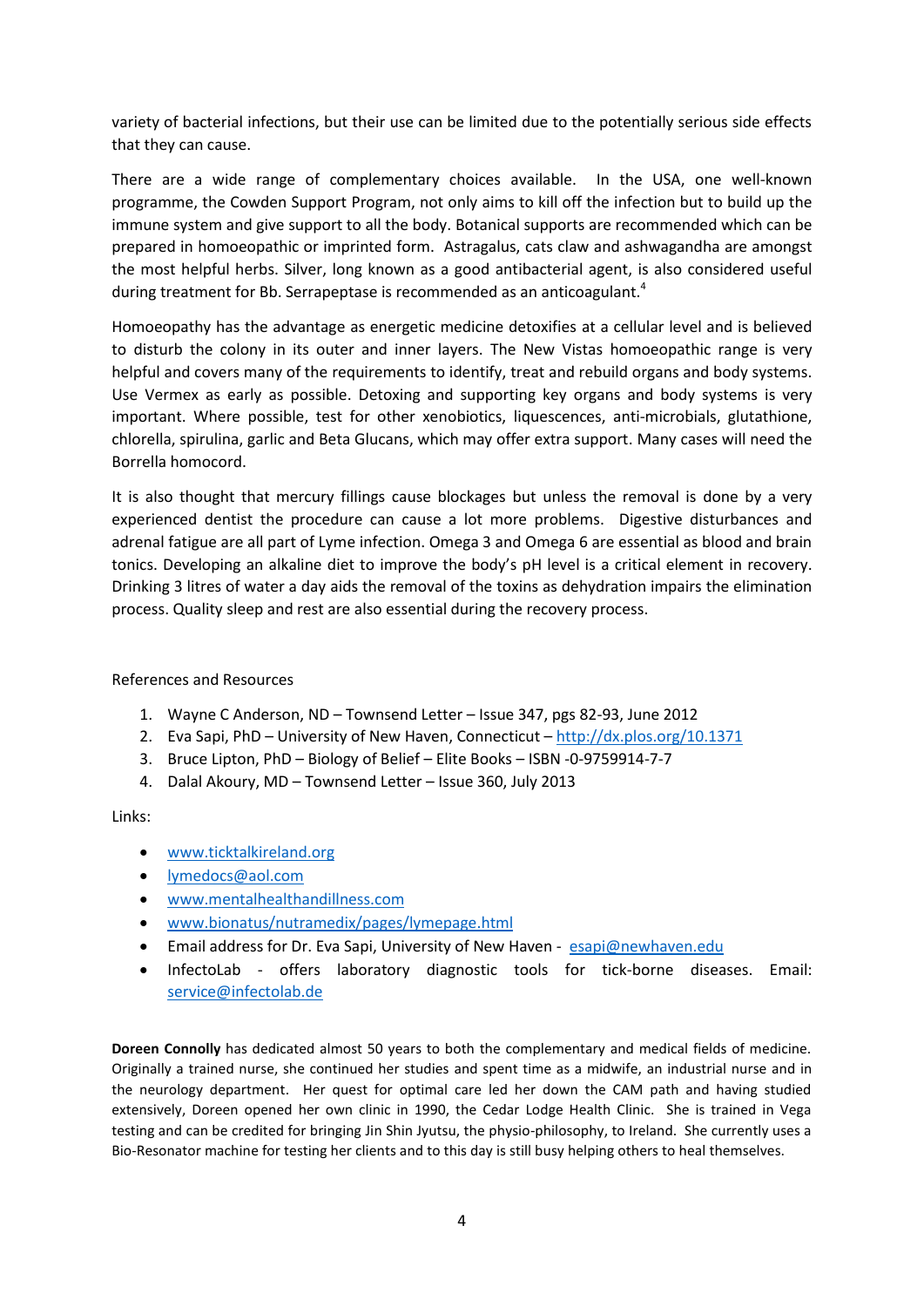variety of bacterial infections, but their use can be limited due to the potentially serious side effects that they can cause.

There are a wide range of complementary choices available. In the USA, one well-known programme, the Cowden Support Program, not only aims to kill off the infection but to build up the immune system and give support to all the body. Botanical supports are recommended which can be prepared in homoeopathic or imprinted form. Astragalus, cats claw and ashwagandha are amongst the most helpful herbs. Silver, long known as a good antibacterial agent, is also considered useful during treatment for Bb. Serrapeptase is recommended as an anticoagulant.[4]

Homoeopathy has the advantage as energetic medicine detoxifies at a cellular level and is believed to disturb the colony in its outer and inner layers. The New Vistas homoeopathic range is very helpful and covers many of the requirements to identify, treat and rebuild organs and body systems. Use Vermex as early as possible. Detoxing and supporting key organs and body systems is very important. Where possible, test for other xenobiotics, liquescences, anti-microbials, glutathione, chlorella, spirulina, garlic and Beta Glucans, which may offer extra support. Many cases will need the Borrella homocord.

It is also thought that mercury fillings cause blockages but unless the removal is done by a very experienced dentist the procedure can cause a lot more problems. Digestive disturbances and adrenal fatigue are all part of Lyme infection. Omega 3 and Omega 6 are essential as blood and brain tonics. Developing an alkaline diet to improve the body's pH level is a critical element in recovery. Drinking 3 litres of water a day aids the removal of the toxins as dehydration impairs the elimination process. Quality sleep and rest are also essential during the recovery process.

References and Resources

1. Wayne C Anderson, ND – Townsend Letter – Issue 347, pgs 82-93, June 2012
2. Eva Sapi, PhD – University of New Haven, Connecticut – http://dx.plos.org/10.1371
3. Bruce Lipton, PhD – Biology of Belief – Elite Books – ISBN -0-9759914-7-7
4. Dalal Akoury, MD – Townsend Letter – Issue 360, July 2013

Links:

- www.ticktalkireland.org
- lymedocs@aol.com
- www.mentalhealthandillness.com
- www.bionatus/nutramedix/pages/lymepage.html
- Email address for Dr. Eva Sapi, University of New Haven - esapi@newhaven.edu
- InfectoLab - offers laboratory diagnostic tools for tick-borne diseases. Email: service@infectolab.de

**Doreen Connolly** has dedicated almost 50 years to both the complementary and medical fields of medicine. Originally a trained nurse, she continued her studies and spent time as a midwife, an industrial nurse and in the neurology department. Her quest for optimal care led her down the CAM path and having studied extensively, Doreen opened her own clinic in 1990, the Cedar Lodge Health Clinic. She is trained in Vega testing and can be credited for bringing Jin Shin Jyutsu, the physio-philosophy, to Ireland. She currently uses a Bio-Resonator machine for testing her clients and to this day is still busy helping others to heal themselves.